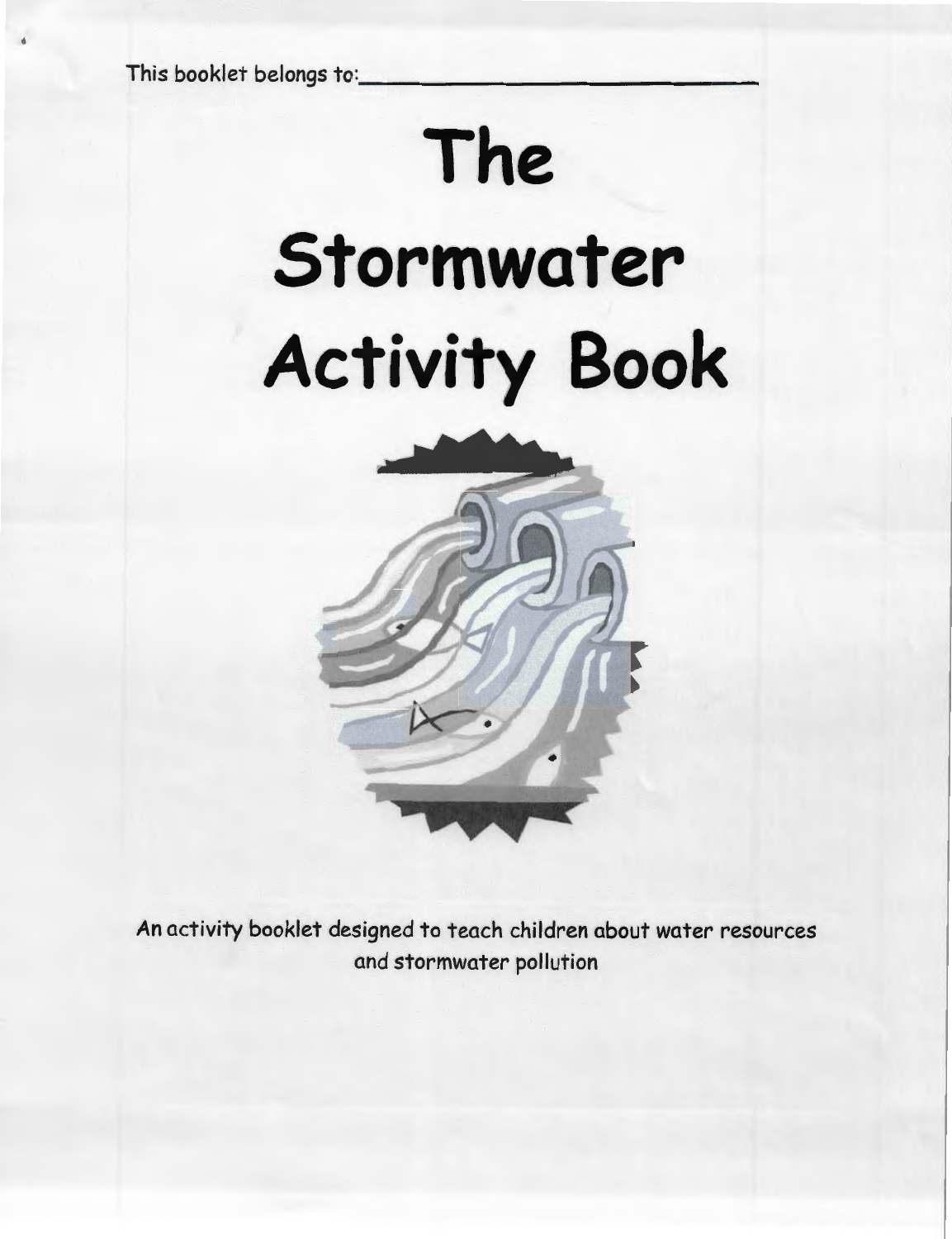This booklet belongs to:________________________________

# The Stormwater Activity Book

An activity booklet designed to teach children about water resources and stormwater pollution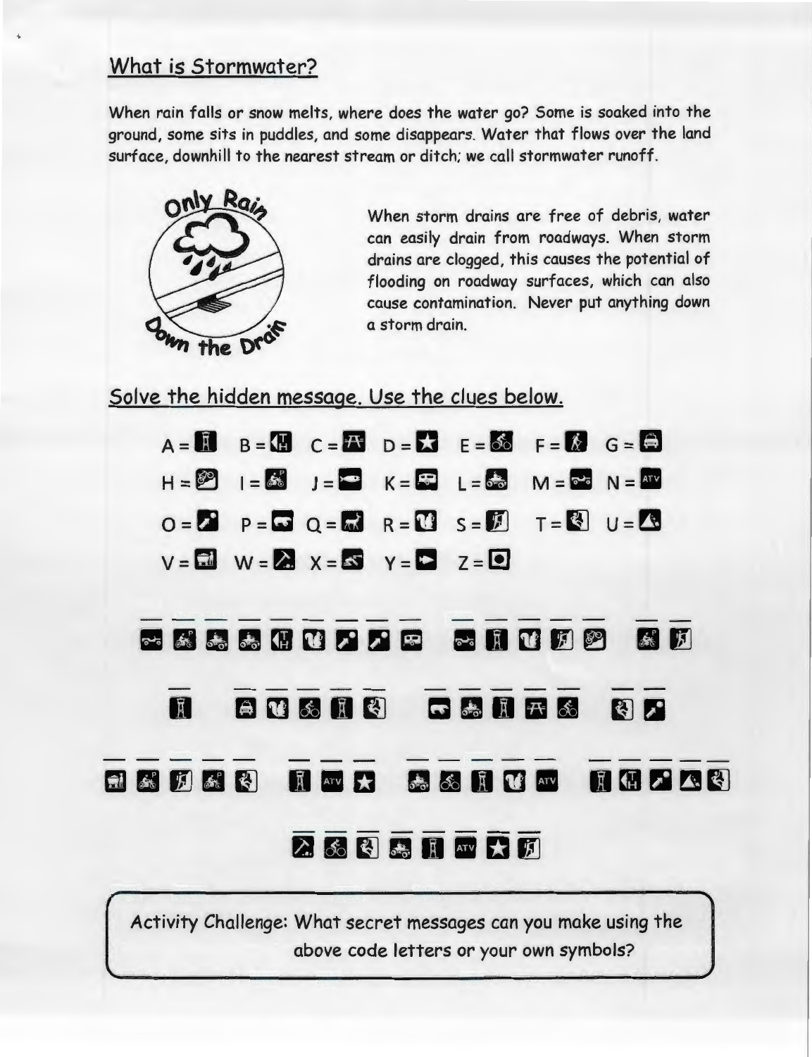## What is Stormwater?

When rain falls or snow melts, where does the water go? Some is soaked into the ground, some sits in puddles, and some disappears. Water that flows over the land surface, downhill to the nearest stream or ditch; we call stormwater runoff.

Only Rain Down the Drain

When storm drains are free of debris, water can easily drain from roadways. When storm drains are clogged, this causes the potential of flooding on roadway surfaces, which can also cause contamination. Never put anything down a storm drain.

## Solve the hidden message. Use the clues below.

A = B = C = D = E = F = G =

H = I = J = K = L = M = N =

O = P = Q = R = S = T = U =

V = W = X = Y = Z =

Activity Challenge: What secret messages can you make using the above code letters or your own symbols?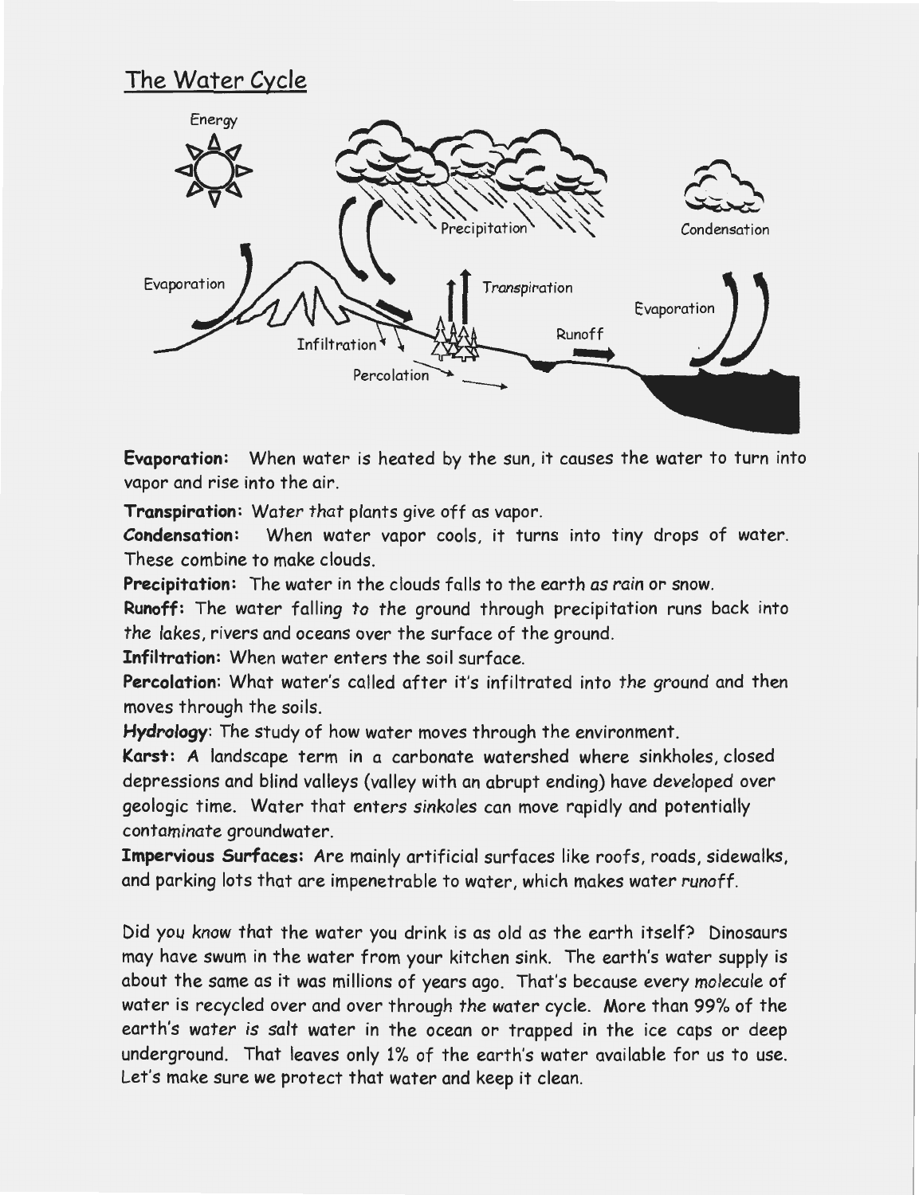# The Water Cycle

**Evaporation:** When water is heated by the sun, it causes the water to turn into vapor and rise into the air.

**Transpiration:** Water that plants give off as vapor.

**Condensation:** When water vapor cools, it turns into tiny drops of water. These combine to make clouds.

**Precipitation:** The water in the clouds falls to the earth as rain or snow.

**Runoff:** The water falling to the ground through precipitation runs back into the lakes, rivers and oceans over the surface of the ground.

**Infiltration:** When water enters the soil surface.

**Percolation:** What water's called after it's infiltrated into the ground and then moves through the soils.

**Hydrology:** The study of how water moves through the environment.

**Karst:** A landscape term in a carbonate watershed where sinkholes, closed depressions and blind valleys (valley with an abrupt ending) have developed over geologic time. Water that enters sinkoles can move rapidly and potentially contaminate groundwater.

**Impervious Surfaces:** Are mainly artificial surfaces like roofs, roads, sidewalks, and parking lots that are impenetrable to water, which makes water runoff.

Did you know that the water you drink is as old as the earth itself? Dinosaurs may have swum in the water from your kitchen sink. The earth's water supply is about the same as it was millions of years ago. That's because every molecule of water is recycled over and over through the water cycle. More than 99% of the earth's water is salt water in the ocean or trapped in the ice caps or deep underground. That leaves only 1% of the earth's water available for us to use. Let's make sure we protect that water and keep it clean.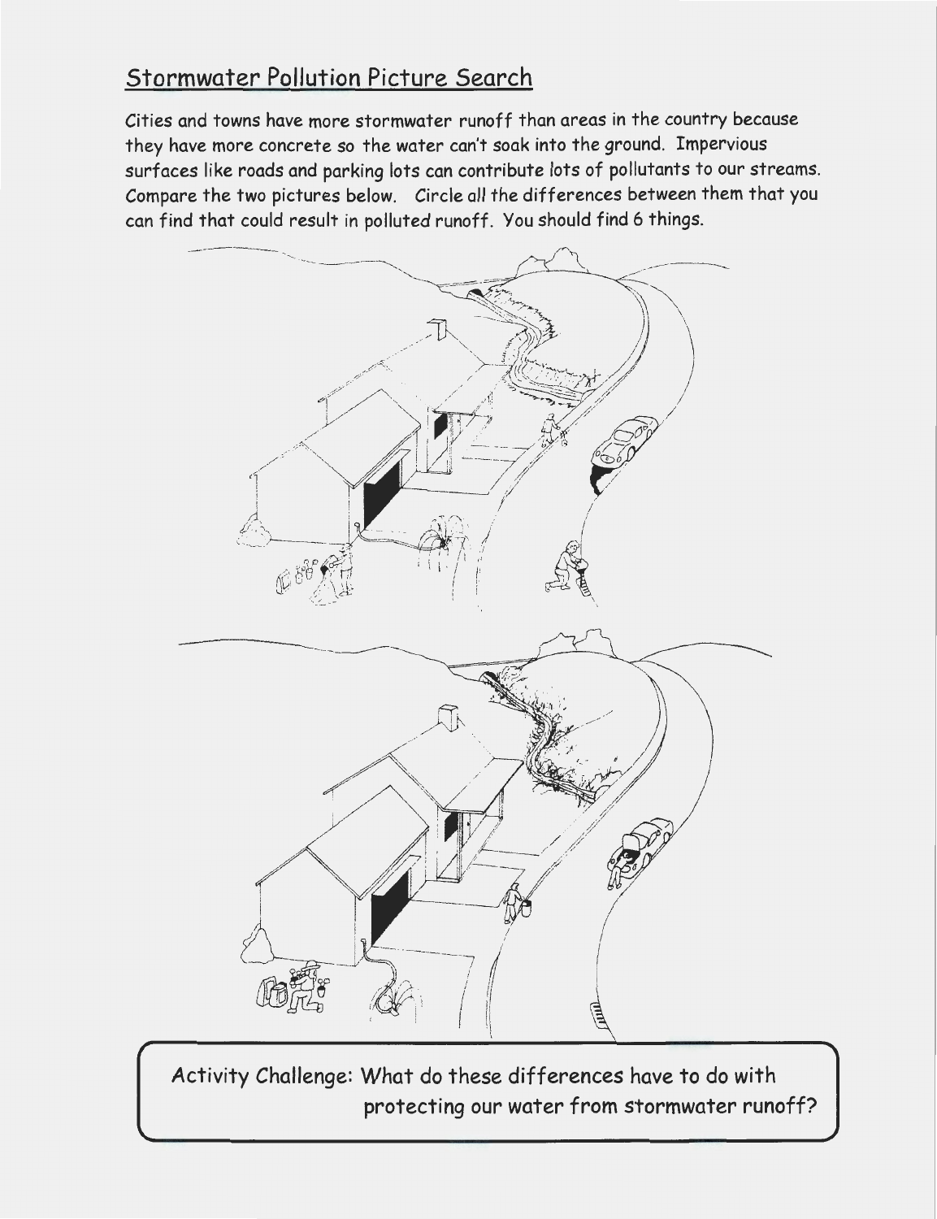## Stormwater Pollution Picture Search

Cities and towns have more stormwater runoff than areas in the country because they have more concrete so the water can't soak into the ground. Impervious surfaces like roads and parking lots can contribute lots of pollutants to our streams. Compare the two pictures below. Circle all the differences between them that you can find that could result in polluted runoff. You should find 6 things.

Activity Challenge: What do these differences have to do with protecting our water from stormwater runoff?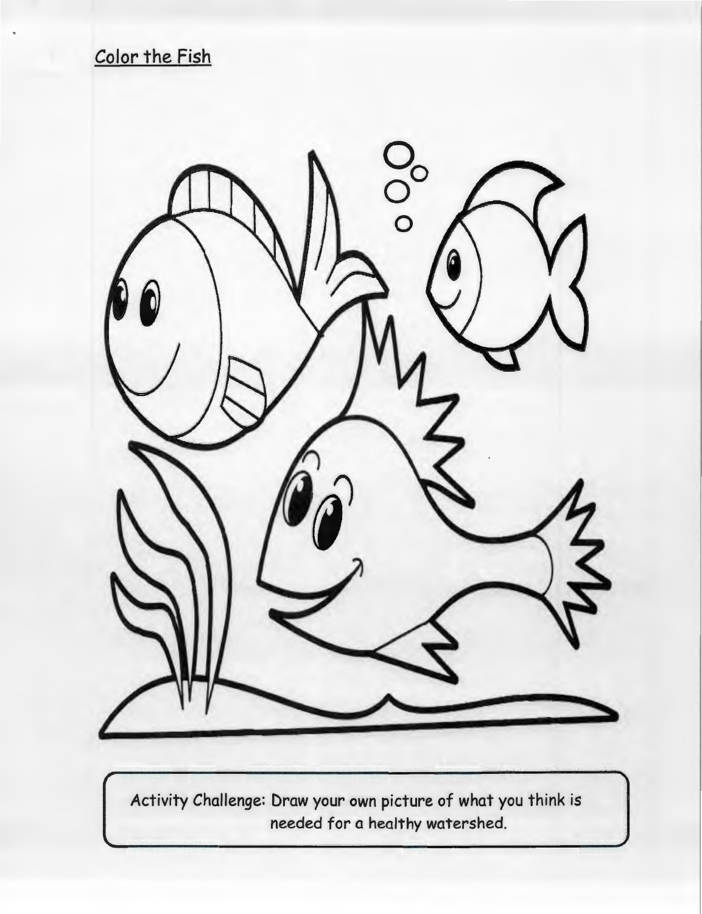## Color the Fish

Activity Challenge: Draw your own picture of what you think is needed for a healthy watershed.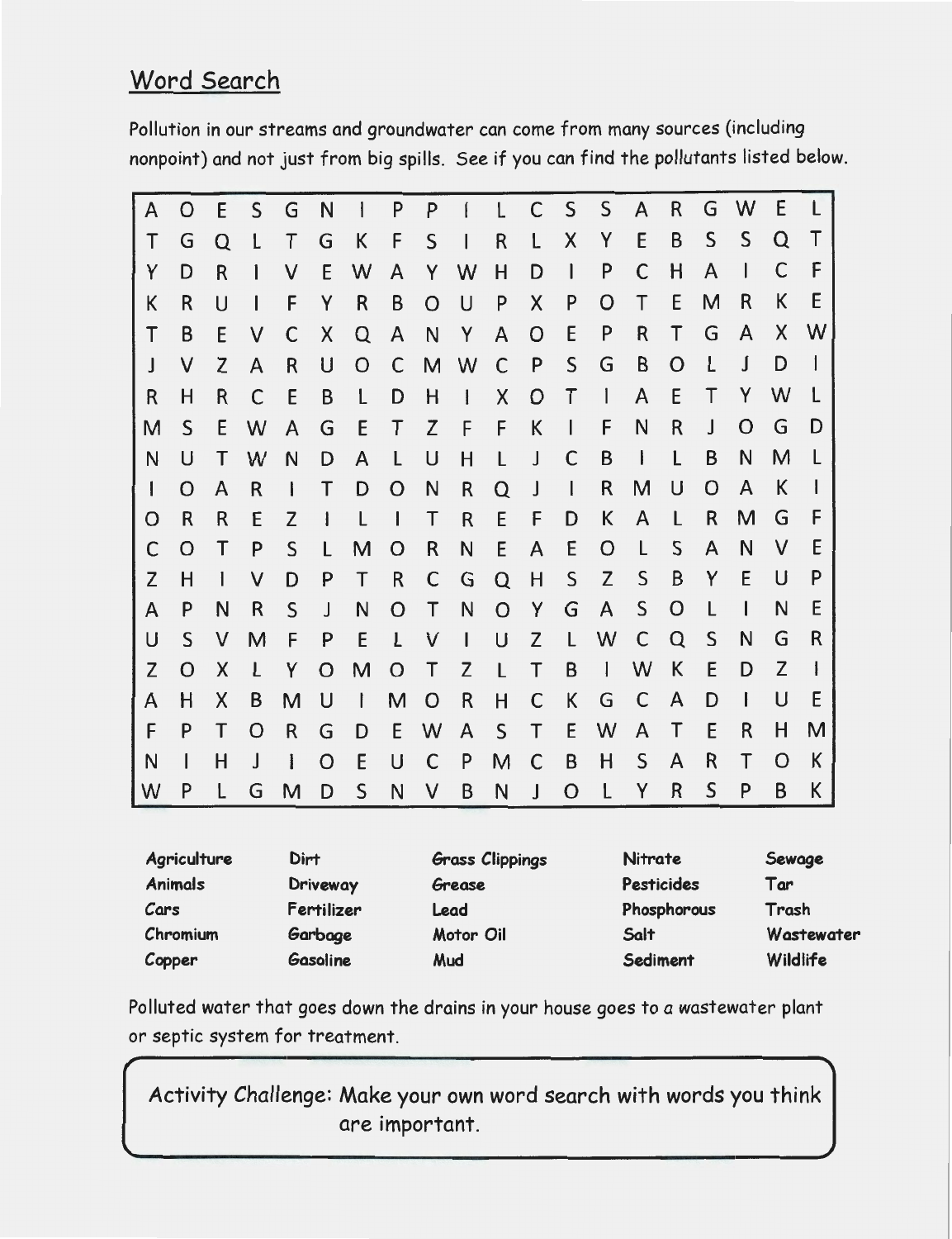## Word Search

Pollution in our streams and groundwater can come from many sources (including nonpoint) and not just from big spills. See if you can find the pollutants listed below.

```
A O E S G N I P P I L C S S A R G W E L
T G Q L T G K F S I R L X Y E B S S Q T
Y D R I V E W A Y W H D I P C H A I C F
K R U I F Y R B O U P X P O T E M R K E
T B E V C X Q A N Y A O E P R T G A X W
J V Z A R U O C M W C P S G B O L J D I
R H R C E B L D H I X O T I A E T Y W L
M S E W A G E T Z F F K I F N R J O G D
N U T W N D A L U H L J C B I L B N M L
I O A R I T D O N R Q J I R M U O A K I
O R R E Z I L I T R E F D K A L R M G F
C O T P S L M O R N E A E O L S A N V E
Z H I V D P T R C G Q H S Z S B Y E U P
A P N R S J N O T N O Y G A S O L I N E
U S V M F P E L V I U Z L W C Q S N G R
Z O X L Y O M O T Z L T B I W K E D Z I
A H X B M U I M O R H C K G C A D I U E
F P T O R G D E W A S T E W A T E R H M
N I H J I O E U C P M C B H S A R T O K
W P L G M D S N V B N J O L Y R S P B K
```

| | | | | |
|---|---|---|---|---|
| Agriculture | Dirt | Grass Clippings | Nitrate | Sewage |
| Animals | Driveway | Grease | Pesticides | Tar |
| Cars | Fertilizer | Lead | Phosphorous | Trash |
| Chromium | Garbage | Motor Oil | Salt | Wastewater |
| Copper | Gasoline | Mud | Sediment | Wildlife |

Polluted water that goes down the drains in your house goes to a wastewater plant or septic system for treatment.

Activity Challenge: Make your own word search with words you think are important.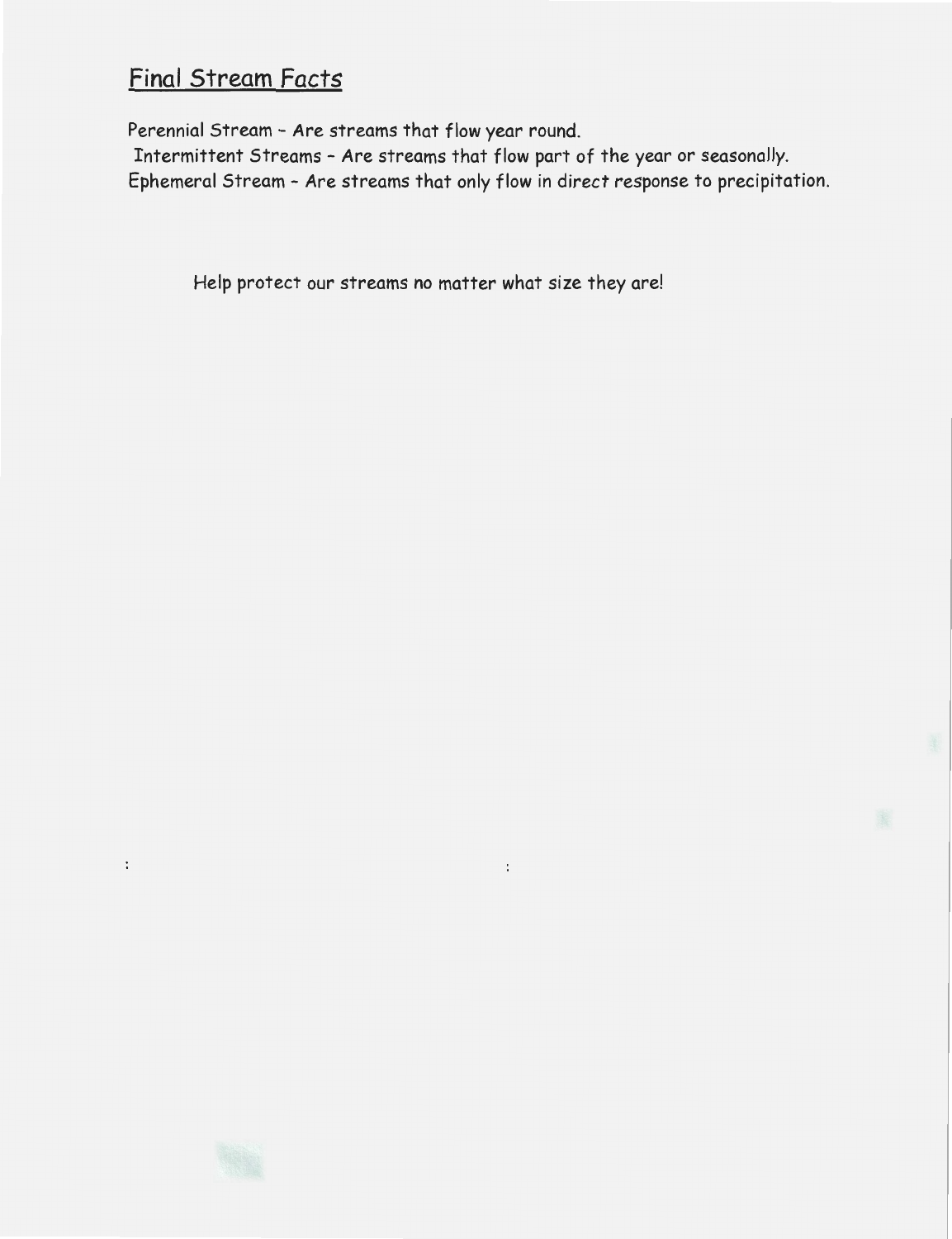## Final Stream Facts

Perennial Stream – Are streams that flow year round.
Intermittent Streams – Are streams that flow part of the year or seasonally.
Ephemeral Stream – Are streams that only flow in direct response to precipitation.

Help protect our streams no matter what size they are!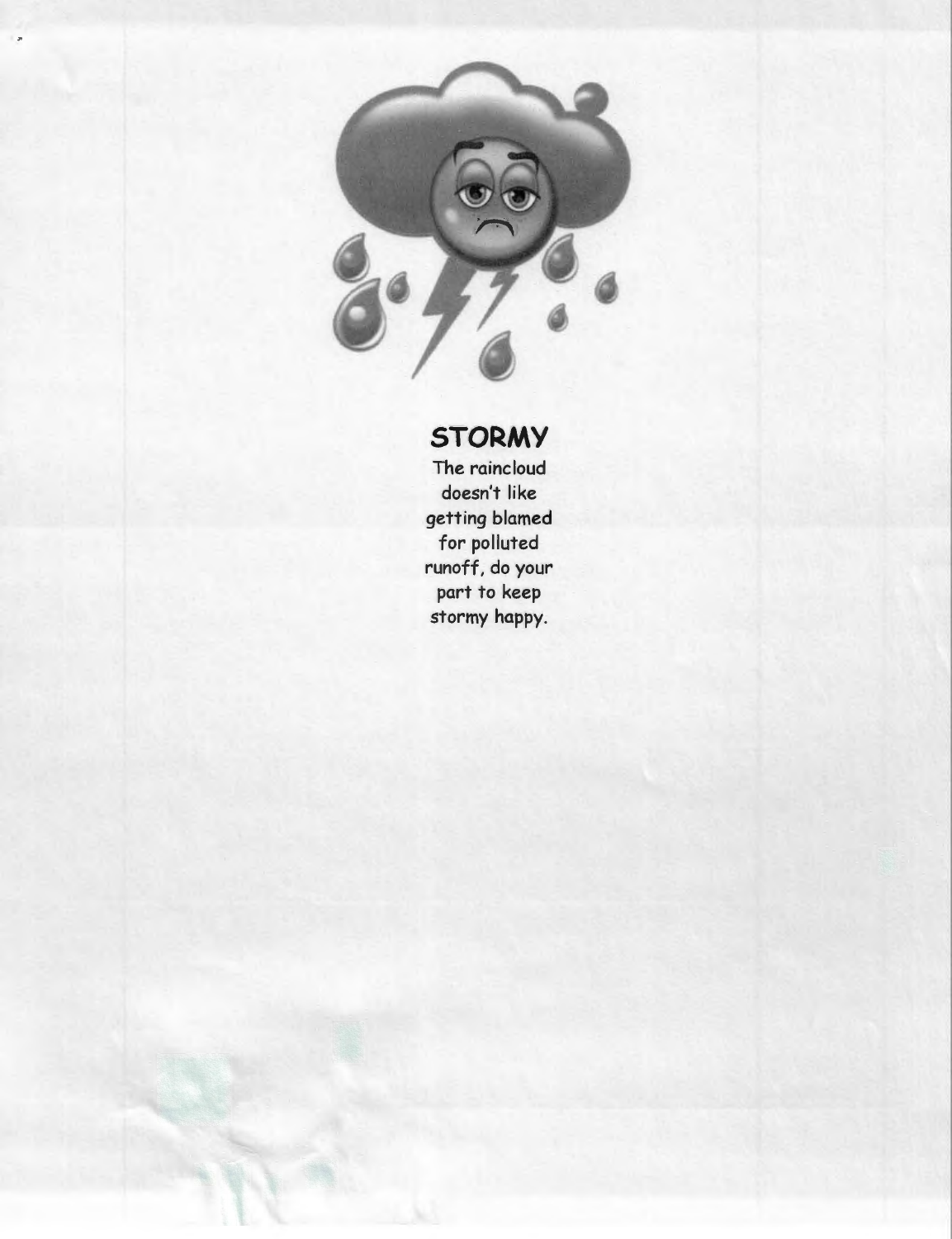## STORMY

The raincloud doesn't like getting blamed for polluted runoff, do your part to keep stormy happy.